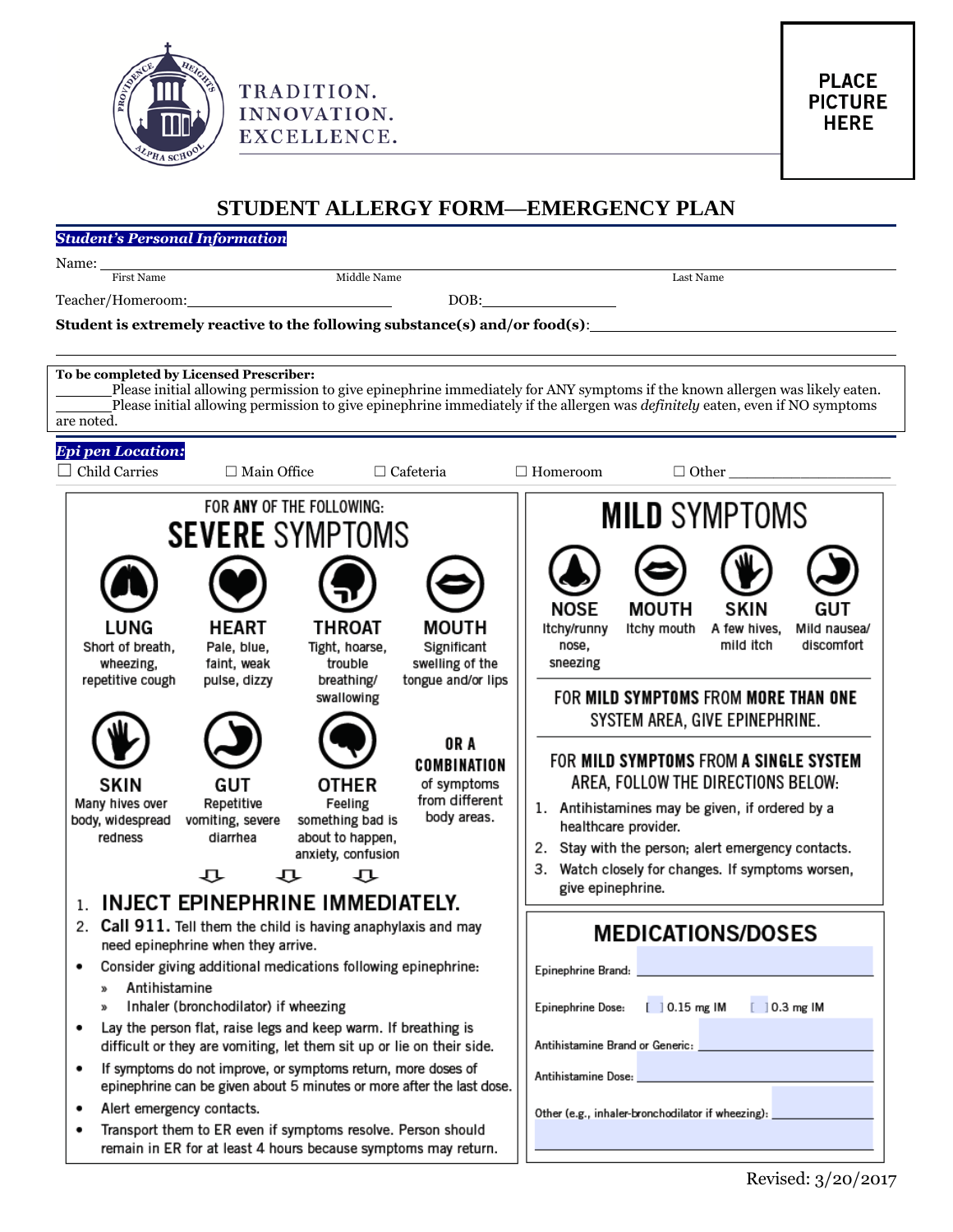TRADITION.
INNOVATION.
EXCELLENCE.

**PLACE PICTURE HERE**

# STUDENT ALLERGY FORM—EMERGENCY PLAN

***Student's Personal Information***

Name: ______________________________________________
First Name Middle Name Last Name

Teacher/Homeroom: ______________________ DOB: ______________

**Student is extremely reactive to the following substance(s) and/or food(s)**: ______________________

**To be completed by Licensed Prescriber:**

______ Please initial allowing permission to give epinephrine immediately for ANY symptoms if the known allergen was likely eaten.

______ Please initial allowing permission to give epinephrine immediately if the allergen was *definitely* eaten, even if NO symptoms are noted.

***Epi pen Location:***

☐ Child Carries ☐ Main Office ☐ Cafeteria ☐ Homeroom ☐ Other ______________

## FOR ANY OF THE FOLLOWING: SEVERE SYMPTOMS

- **LUNG** Short of breath, wheezing, repetitive cough
- **HEART** Pale, blue, faint, weak pulse, dizzy
- **THROAT** Tight, hoarse, trouble breathing/ swallowing
- **MOUTH** Significant swelling of the tongue and/or lips
- **SKIN** Many hives over body, widespread redness
- **GUT** Repetitive vomiting, severe diarrhea
- **OTHER** Feeling something bad is about to happen, anxiety, confusion
- **OR A COMBINATION** of symptoms from different body areas.

1. **INJECT EPINEPHRINE IMMEDIATELY.**
2. **Call 911.** Tell them the child is having anaphylaxis and may need epinephrine when they arrive.

- Consider giving additional medications following epinephrine:
  - » Antihistamine
  - » Inhaler (bronchodilator) if wheezing
- Lay the person flat, raise legs and keep warm. If breathing is difficult or they are vomiting, let them sit up or lie on their side.
- If symptoms do not improve, or symptoms return, more doses of epinephrine can be given about 5 minutes or more after the last dose.
- Alert emergency contacts.
- Transport them to ER even if symptoms resolve. Person should remain in ER for at least 4 hours because symptoms may return.

## MILD SYMPTOMS

- **NOSE** Itchy/runny nose, sneezing
- **MOUTH** Itchy mouth
- **SKIN** A few hives, mild itch
- **GUT** Mild nausea/ discomfort

FOR **MILD SYMPTOMS** FROM **MORE THAN ONE** SYSTEM AREA, GIVE EPINEPHRINE.

FOR **MILD SYMPTOMS** FROM **A SINGLE SYSTEM** AREA, FOLLOW THE DIRECTIONS BELOW:

1. Antihistamines may be given, if ordered by a healthcare provider.
2. Stay with the person; alert emergency contacts.
3. Watch closely for changes. If symptoms worsen, give epinephrine.

## MEDICATIONS/DOSES

Epinephrine Brand: ______________

Epinephrine Dose: [ ] 0.15 mg IM [ ] 0.3 mg IM

Antihistamine Brand or Generic: ______________

Antihistamine Dose: ______________

Other (e.g., inhaler-bronchodilator if wheezing): ______________

Revised: 3/20/2017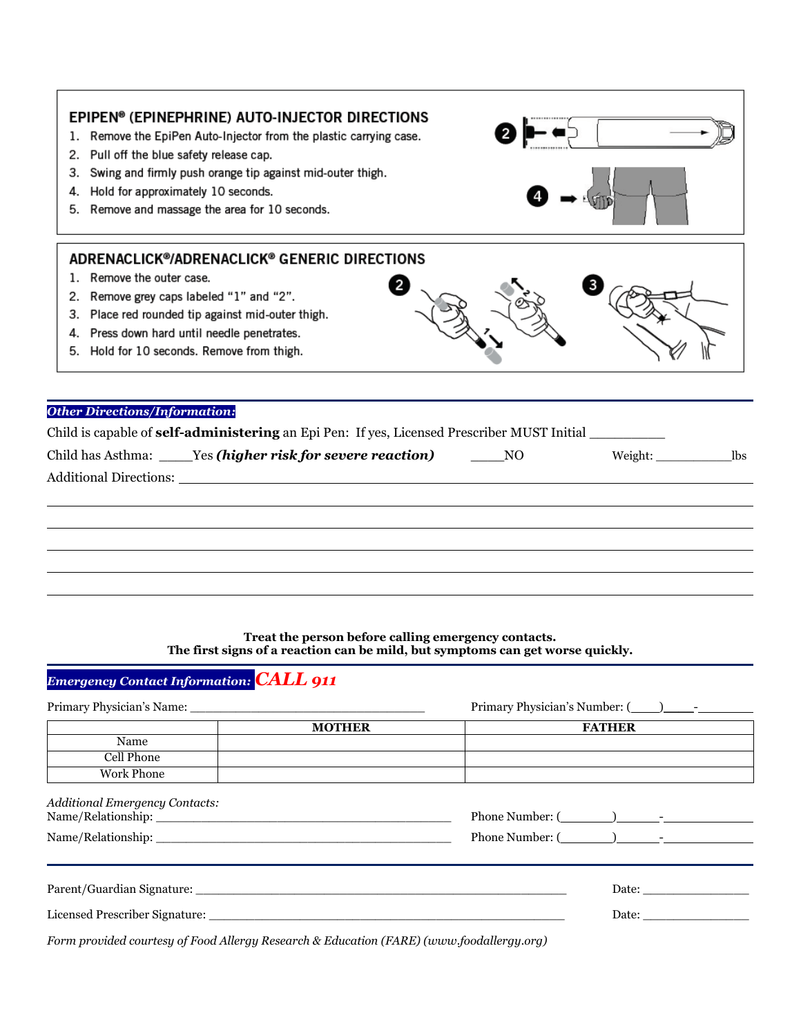## EPIPEN® (EPINEPHRINE) AUTO-INJECTOR DIRECTIONS

1. Remove the EpiPen Auto-Injector from the plastic carrying case.
2. Pull off the blue safety release cap.
3. Swing and firmly push orange tip against mid-outer thigh.
4. Hold for approximately 10 seconds.
5. Remove and massage the area for 10 seconds.

## ADRENACLICK®/ADRENACLICK® GENERIC DIRECTIONS

1. Remove the outer case.
2. Remove grey caps labeled "1" and "2".
3. Place red rounded tip against mid-outer thigh.
4. Press down hard until needle penetrates.
5. Hold for 10 seconds. Remove from thigh.

***Other Directions/Information:***

Child is capable of **self-administering** an Epi Pen: If yes, Licensed Prescriber MUST Initial __________

Child has Asthma: ____Yes ***(higher risk for severe reaction)*** ____NO Weight: __________lbs

Additional Directions: ____________________________________________________________

______________________________________________________________________________

______________________________________________________________________________

______________________________________________________________________________

______________________________________________________________________________

______________________________________________________________________________

**Treat the person before calling emergency contacts.**
**The first signs of a reaction can be mild, but symptoms can get worse quickly.**

***Emergency Contact Information:*** ***CALL 911***

Primary Physician's Name: ________________________________ Primary Physician's Number: (____)____-________

| | MOTHER | FATHER |
|---|---|---|
| Name | | |
| Cell Phone | | |
| Work Phone | | |

*Additional Emergency Contacts:*

Name/Relationship: ________________________________________ Phone Number: (________)_______-_____________

Name/Relationship: ________________________________________ Phone Number: (________)_______-_____________

Parent/Guardian Signature: ____________________________________________________ Date: _______________

Licensed Prescriber Signature: _________________________________________________ Date: _______________

*Form provided courtesy of Food Allergy Research & Education (FARE) (www.foodallergy.org)*